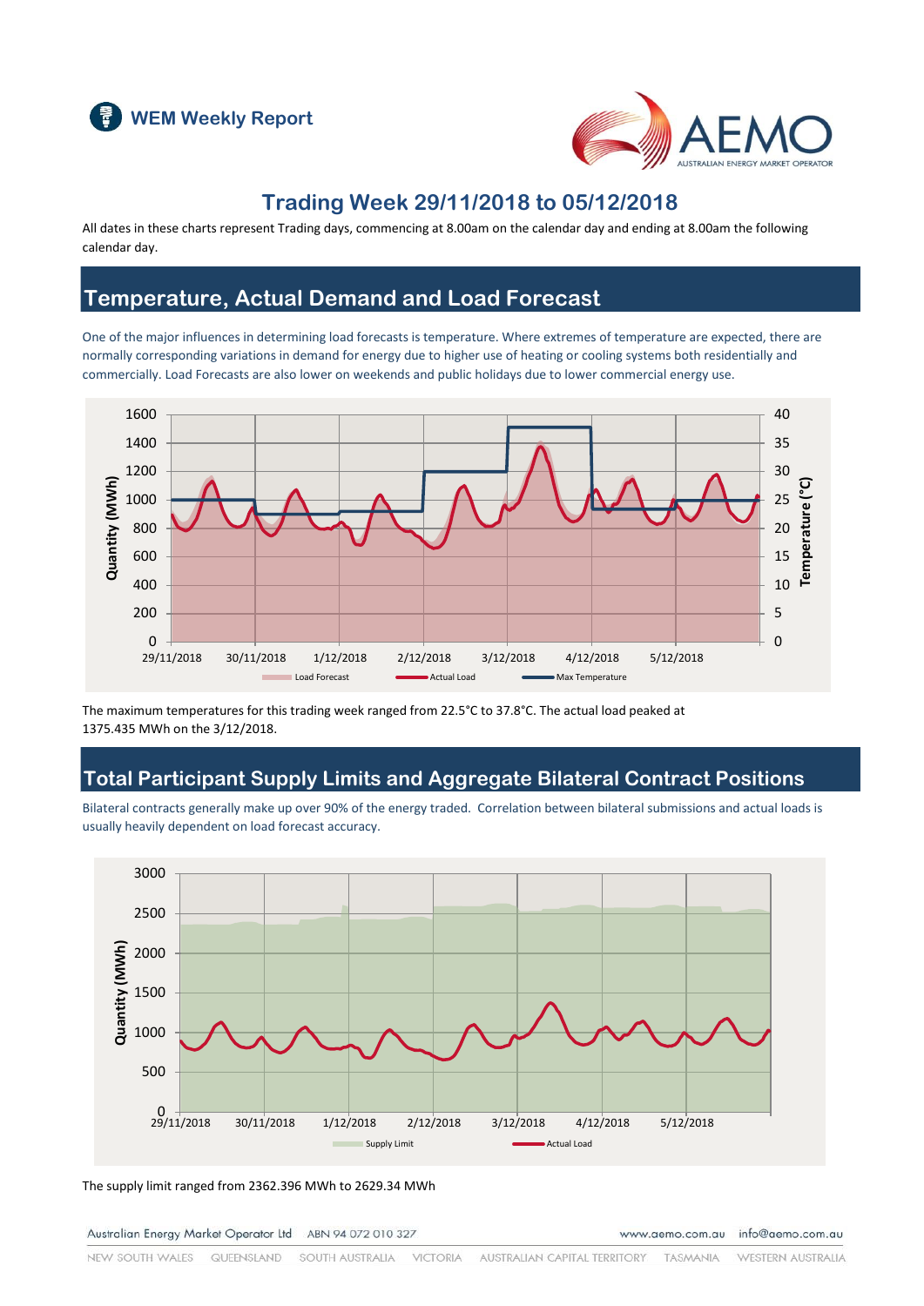WEM Weekly Report

# Trading Week 29/11/2018 to 05/12/2018

All dates in these charts represent Trading days, commencing at 8.00am on the calendar day and ending at 8.00am the following calendar day.

## Temperature, Actual Demand and Load Forecast

One of the major influences in determining load forecasts is temperature. Where extremes of temperature are expected, there are normally corresponding variations in demand for energy due to higher use of heating or cooling systems both residentially and commercially. Load Forecasts are also lower on weekends and public holidays due to lower commercial energy use.

The maximum temperatures for this trading week ranged from 22.5°C to 37.8°C. The actual load peaked at 1375.435 MWh on the 3/12/2018.

## Total Participant Supply Limits and Aggregate Bilateral Contract Positions

Bilateral contracts generally make up over 90% of the energy traded. Correlation between bilateral submissions and actual loads is usually heavily dependent on load forecast accuracy.

The supply limit ranged from 2362.396 MWh to 2629.34 MWh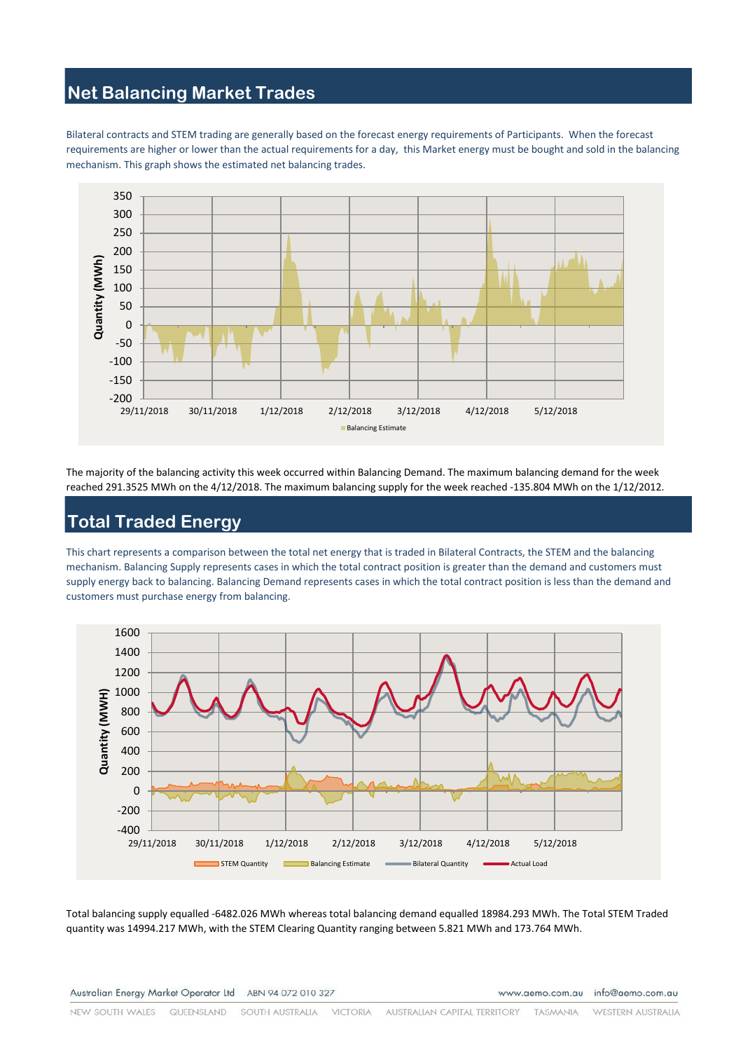## Net Balancing Market Trades

Bilateral contracts and STEM trading are generally based on the forecast energy requirements of Participants. When the forecast requirements are higher or lower than the actual requirements for a day, this Market energy must be bought and sold in the balancing mechanism. This graph shows the estimated net balancing trades.

The majority of the balancing activity this week occurred within Balancing Demand. The maximum balancing demand for the week reached 291.3525 MWh on the 4/12/2018. The maximum balancing supply for the week reached -135.804 MWh on the 1/12/2012.

## Total Traded Energy

This chart represents a comparison between the total net energy that is traded in Bilateral Contracts, the STEM and the balancing mechanism. Balancing Supply represents cases in which the total contract position is greater than the demand and customers must supply energy back to balancing. Balancing Demand represents cases in which the total contract position is less than the demand and customers must purchase energy from balancing.

Total balancing supply equalled -6482.026 MWh whereas total balancing demand equalled 18984.293 MWh. The Total STEM Traded quantity was 14994.217 MWh, with the STEM Clearing Quantity ranging between 5.821 MWh and 173.764 MWh.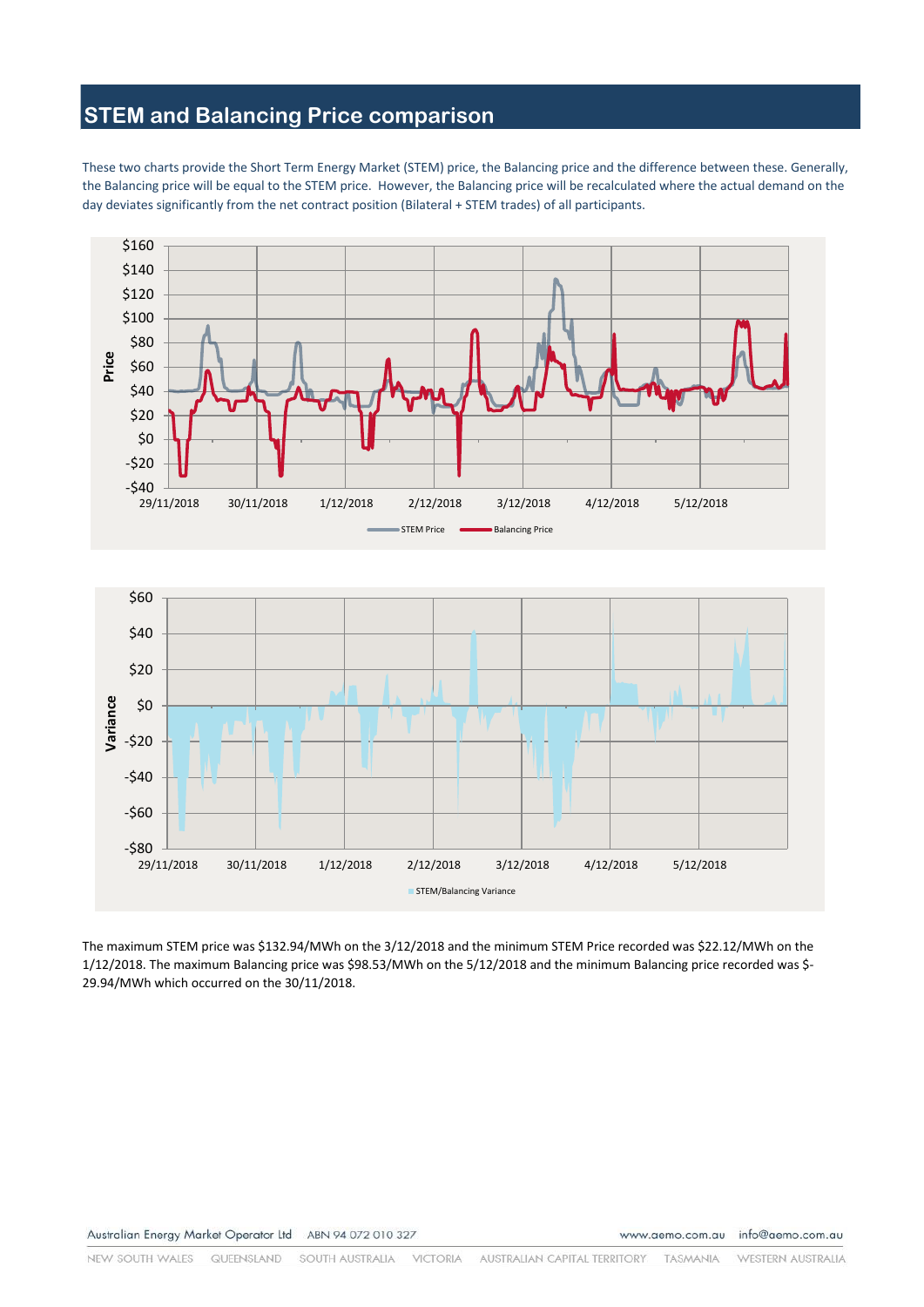## STEM and Balancing Price comparison

These two charts provide the Short Term Energy Market (STEM) price, the Balancing price and the difference between these. Generally, the Balancing price will be equal to the STEM price. However, the Balancing price will be recalculated where the actual demand on the day deviates significantly from the net contract position (Bilateral + STEM trades) of all participants.

Price

$160
$140
$120
$100
$80
$60
$40
$20
$0
-$20
-$40

29/11/2018
30/11/2018
1/12/2018
2/12/2018
3/12/2018
4/12/2018
5/12/2018

STEM Price
Balancing Price

Variance

$60
$40
$20
$0
-$20
-$40
-$60
-$80

29/11/2018
30/11/2018
1/12/2018
2/12/2018
3/12/2018
4/12/2018
5/12/2018

STEM/Balancing Variance

The maximum STEM price was $132.94/MWh on the 3/12/2018 and the minimum STEM Price recorded was $22.12/MWh on the 1/12/2018. The maximum Balancing price was $98.53/MWh on the 5/12/2018 and the minimum Balancing price recorded was $-29.94/MWh which occurred on the 30/11/2018.